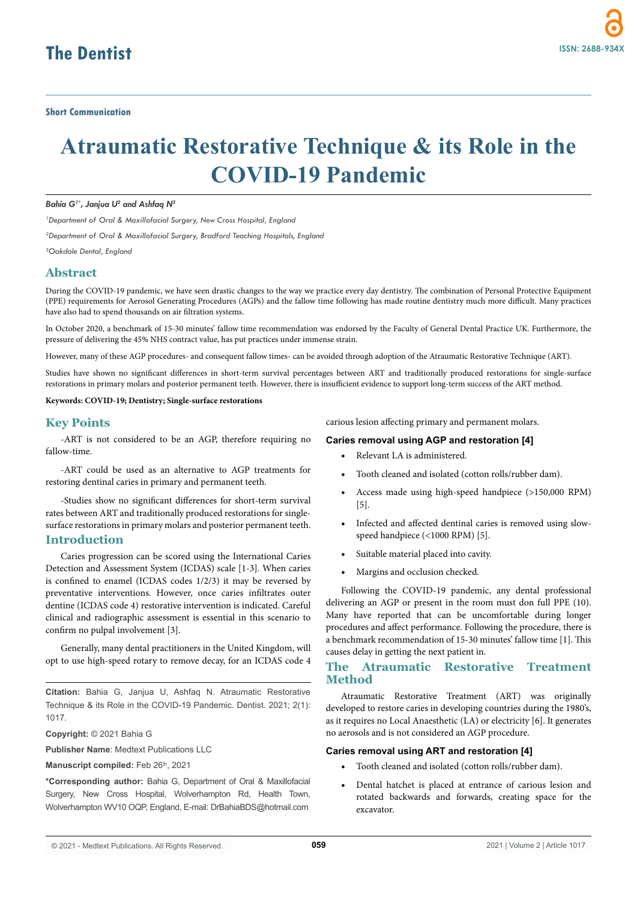Short Communication

# Atraumatic Restorative Technique & its Role in the COVID-19 Pandemic

*Bahia G[1*], Janjua U[2] and Ashfaq N[3]*

[1]*Department of Oral & Maxillofacial Surgery, New Cross Hospital, England*

[2]*Department of Oral & Maxillofacial Surgery, Bradford Teaching Hospitals, England*

[3]*Oakdale Dental, England*

## Abstract

During the COVID-19 pandemic, we have seen drastic changes to the way we practice every day dentistry. The combination of Personal Protective Equipment (PPE) requirements for Aerosol Generating Procedures (AGPs) and the fallow time following has made routine dentistry much more difficult. Many practices have also had to spend thousands on air filtration systems.

In October 2020, a benchmark of 15-30 minutes' fallow time recommendation was endorsed by the Faculty of General Dental Practice UK. Furthermore, the pressure of delivering the 45% NHS contract value, has put practices under immense strain.

However, many of these AGP procedures- and consequent fallow times- can be avoided through adoption of the Atraumatic Restorative Technique (ART).

Studies have shown no significant differences in short-term survival percentages between ART and traditionally produced restorations for single-surface restorations in primary molars and posterior permanent teeth. However, there is insufficient evidence to support long-term success of the ART method.

**Keywords: COVID-19; Dentistry; Single-surface restorations**

## Key Points

-ART is not considered to be an AGP, therefore requiring no fallow-time.

-ART could be used as an alternative to AGP treatments for restoring dentinal caries in primary and permanent teeth.

-Studies show no significant differences for short-term survival rates between ART and traditionally produced restorations for single-surface restorations in primary molars and posterior permanent teeth.

## Introduction

Caries progression can be scored using the International Caries Detection and Assessment System (ICDAS) scale [1-3]. When caries is confined to enamel (ICDAS codes 1/2/3) it may be reversed by preventative interventions. However, once caries infiltrates outer dentine (ICDAS code 4) restorative intervention is indicated. Careful clinical and radiographic assessment is essential in this scenario to confirm no pulpal involvement [3].

Generally, many dental practitioners in the United Kingdom, will opt to use high-speed rotary to remove decay, for an ICDAS code 4 carious lesion affecting primary and permanent molars.

**Citation:** Bahia G, Janjua U, Ashfaq N. Atraumatic Restorative Technique & its Role in the COVID-19 Pandemic. Dentist. 2021; 2(1): 1017.

**Copyright:** © 2021 Bahia G

**Publisher Name**: Medtext Publications LLC

**Manuscript compiled:** Feb 26th, 2021

**\*Corresponding author:** Bahia G, Department of Oral & Maxillofacial Surgery, New Cross Hospital, Wolverhampton Rd, Health Town, Wolverhampton WV10 OQP, England, E-mail: DrBahiaBDS@hotmail.com

### Caries removal using AGP and restoration [4]

- Relevant LA is administered.
- Tooth cleaned and isolated (cotton rolls/rubber dam).
- Access made using high-speed handpiece (>150,000 RPM) [5].
- Infected and affected dentinal caries is removed using slow-speed handpiece (<1000 RPM) [5].
- Suitable material placed into cavity.
- Margins and occlusion checked.

Following the COVID-19 pandemic, any dental professional delivering an AGP or present in the room must don full PPE (10). Many have reported that can be uncomfortable during longer procedures and affect performance. Following the procedure, there is a benchmark recommendation of 15-30 minutes' fallow time [1]. This causes delay in getting the next patient in.

## The Atraumatic Restorative Treatment Method

Atraumatic Restorative Treatment (ART) was originally developed to restore caries in developing countries during the 1980's, as it requires no Local Anaesthetic (LA) or electricity [6]. It generates no aerosols and is not considered an AGP procedure.

### Caries removal using ART and restoration [4]

- Tooth cleaned and isolated (cotton rolls/rubber dam).
- Dental hatchet is placed at entrance of carious lesion and rotated backwards and forwards, creating space for the excavator.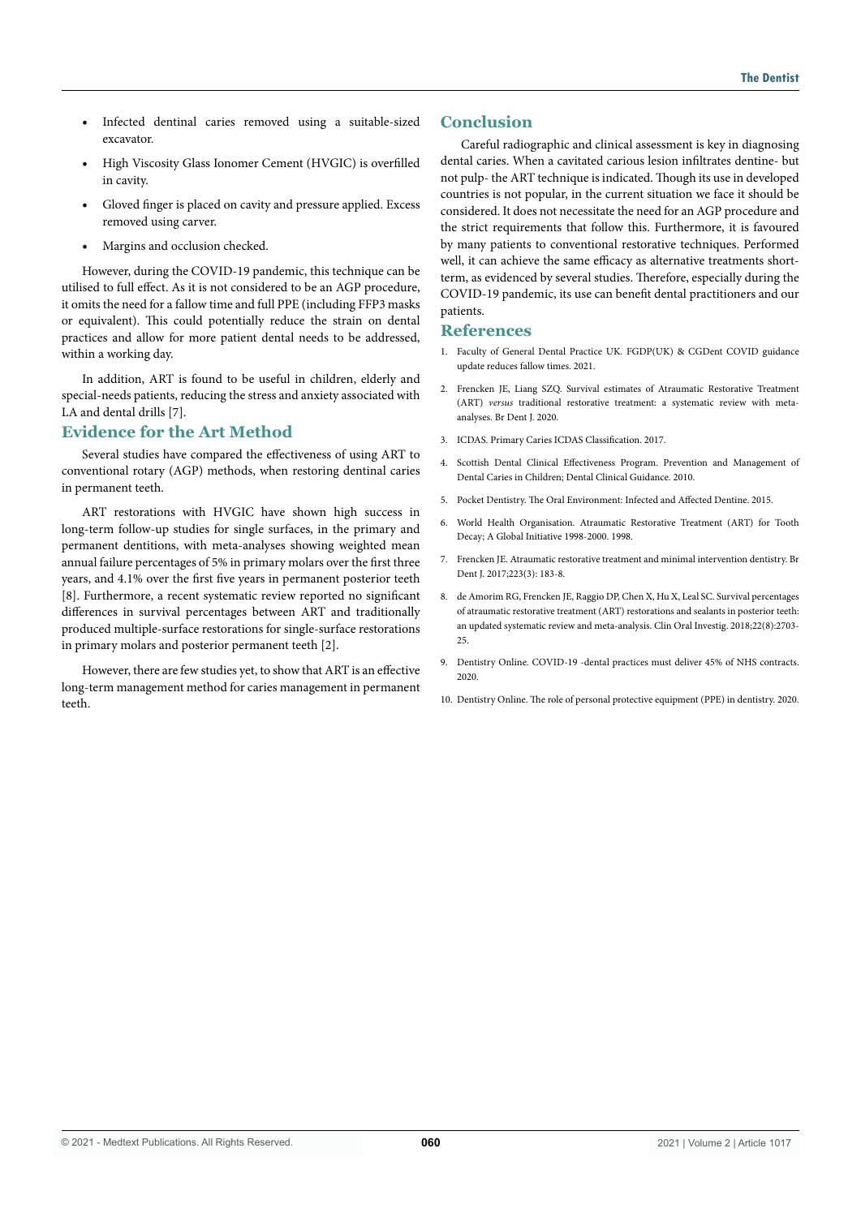- Infected dentinal caries removed using a suitable-sized excavator.
- High Viscosity Glass Ionomer Cement (HVGIC) is overfilled in cavity.
- Gloved finger is placed on cavity and pressure applied. Excess removed using carver.
- Margins and occlusion checked.

However, during the COVID-19 pandemic, this technique can be utilised to full effect. As it is not considered to be an AGP procedure, it omits the need for a fallow time and full PPE (including FFP3 masks or equivalent). This could potentially reduce the strain on dental practices and allow for more patient dental needs to be addressed, within a working day.

In addition, ART is found to be useful in children, elderly and special-needs patients, reducing the stress and anxiety associated with LA and dental drills [7].

## Evidence for the Art Method

Several studies have compared the effectiveness of using ART to conventional rotary (AGP) methods, when restoring dentinal caries in permanent teeth.

ART restorations with HVGIC have shown high success in long-term follow-up studies for single surfaces, in the primary and permanent dentitions, with meta-analyses showing weighted mean annual failure percentages of 5% in primary molars over the first three years, and 4.1% over the first five years in permanent posterior teeth [8]. Furthermore, a recent systematic review reported no significant differences in survival percentages between ART and traditionally produced multiple-surface restorations for single-surface restorations in primary molars and posterior permanent teeth [2].

However, there are few studies yet, to show that ART is an effective long-term management method for caries management in permanent teeth.

## Conclusion

Careful radiographic and clinical assessment is key in diagnosing dental caries. When a cavitated carious lesion infiltrates dentine- but not pulp- the ART technique is indicated. Though its use in developed countries is not popular, in the current situation we face it should be considered. It does not necessitate the need for an AGP procedure and the strict requirements that follow this. Furthermore, it is favoured by many patients to conventional restorative techniques. Performed well, it can achieve the same efficacy as alternative treatments short-term, as evidenced by several studies. Therefore, especially during the COVID-19 pandemic, its use can benefit dental practitioners and our patients.

## References

1. Faculty of General Dental Practice UK. FGDP(UK) & CGDent COVID guidance update reduces fallow times. 2021.
2. Frencken JE, Liang SZQ. Survival estimates of Atraumatic Restorative Treatment (ART) *versus* traditional restorative treatment: a systematic review with meta-analyses. Br Dent J. 2020.
3. ICDAS. Primary Caries ICDAS Classification. 2017.
4. Scottish Dental Clinical Effectiveness Program. Prevention and Management of Dental Caries in Children; Dental Clinical Guidance. 2010.
5. Pocket Dentistry. The Oral Environment: Infected and Affected Dentine. 2015.
6. World Health Organisation. Atraumatic Restorative Treatment (ART) for Tooth Decay; A Global Initiative 1998-2000. 1998.
7. Frencken JE. Atraumatic restorative treatment and minimal intervention dentistry. Br Dent J. 2017;223(3): 183-8.
8. de Amorim RG, Frencken JE, Raggio DP, Chen X, Hu X, Leal SC. Survival percentages of atraumatic restorative treatment (ART) restorations and sealants in posterior teeth: an updated systematic review and meta-analysis. Clin Oral Investig. 2018;22(8):2703-25.
9. Dentistry Online. COVID-19 -dental practices must deliver 45% of NHS contracts. 2020.
10. Dentistry Online. The role of personal protective equipment (PPE) in dentistry. 2020.